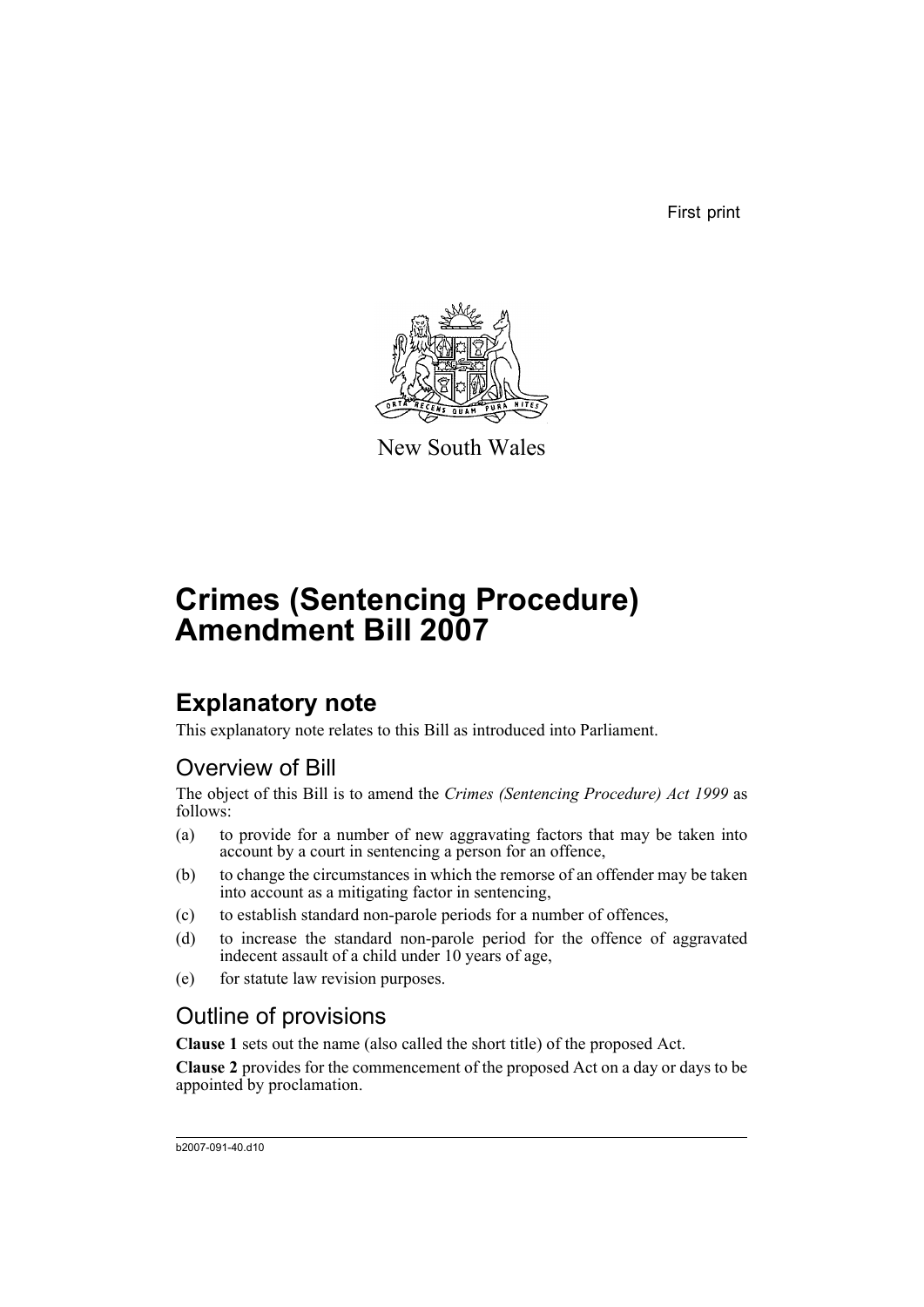First print

New South Wales

# Crimes (Sentencing Procedure) Amendment Bill 2007

## Explanatory note

This explanatory note relates to this Bill as introduced into Parliament.

### Overview of Bill

The object of this Bill is to amend the *Crimes (Sentencing Procedure) Act 1999* as follows:

(a) to provide for a number of new aggravating factors that may be taken into account by a court in sentencing a person for an offence,

(b) to change the circumstances in which the remorse of an offender may be taken into account as a mitigating factor in sentencing,

(c) to establish standard non-parole periods for a number of offences,

(d) to increase the standard non-parole period for the offence of aggravated indecent assault of a child under 10 years of age,

(e) for statute law revision purposes.

### Outline of provisions

**Clause 1** sets out the name (also called the short title) of the proposed Act.

**Clause 2** provides for the commencement of the proposed Act on a day or days to be appointed by proclamation.

b2007-091-40.d10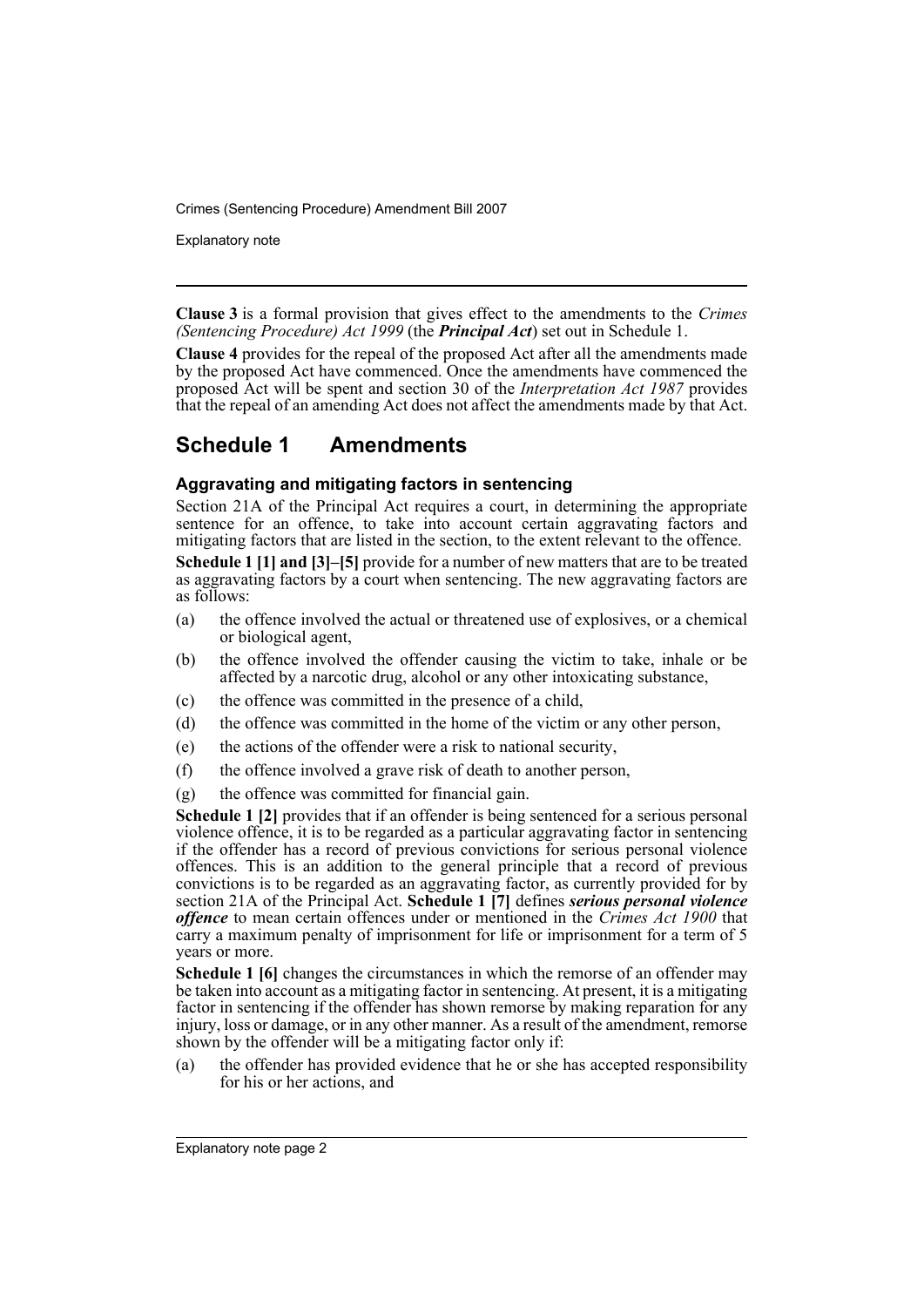**Clause 3** is a formal provision that gives effect to the amendments to the *Crimes (Sentencing Procedure) Act 1999* (the ***Principal Act***) set out in Schedule 1.

**Clause 4** provides for the repeal of the proposed Act after all the amendments made by the proposed Act have commenced. Once the amendments have commenced the proposed Act will be spent and section 30 of the *Interpretation Act 1987* provides that the repeal of an amending Act does not affect the amendments made by that Act.

## Schedule 1 Amendments

### Aggravating and mitigating factors in sentencing

Section 21A of the Principal Act requires a court, in determining the appropriate sentence for an offence, to take into account certain aggravating factors and mitigating factors that are listed in the section, to the extent relevant to the offence.

**Schedule 1 [1] and [3]–[5]** provide for a number of new matters that are to be treated as aggravating factors by a court when sentencing. The new aggravating factors are as follows:

(a) the offence involved the actual or threatened use of explosives, or a chemical or biological agent,

(b) the offence involved the offender causing the victim to take, inhale or be affected by a narcotic drug, alcohol or any other intoxicating substance,

(c) the offence was committed in the presence of a child,

(d) the offence was committed in the home of the victim or any other person,

(e) the actions of the offender were a risk to national security,

(f) the offence involved a grave risk of death to another person,

(g) the offence was committed for financial gain.

**Schedule 1 [2]** provides that if an offender is being sentenced for a serious personal violence offence, it is to be regarded as a particular aggravating factor in sentencing if the offender has a record of previous convictions for serious personal violence offences. This is an addition to the general principle that a record of previous convictions is to be regarded as an aggravating factor, as currently provided for by section 21A of the Principal Act. **Schedule 1 [7]** defines ***serious personal violence offence*** to mean certain offences under or mentioned in the *Crimes Act 1900* that carry a maximum penalty of imprisonment for life or imprisonment for a term of 5 years or more.

**Schedule 1 [6]** changes the circumstances in which the remorse of an offender may be taken into account as a mitigating factor in sentencing. At present, it is a mitigating factor in sentencing if the offender has shown remorse by making reparation for any injury, loss or damage, or in any other manner. As a result of the amendment, remorse shown by the offender will be a mitigating factor only if:

(a) the offender has provided evidence that he or she has accepted responsibility for his or her actions, and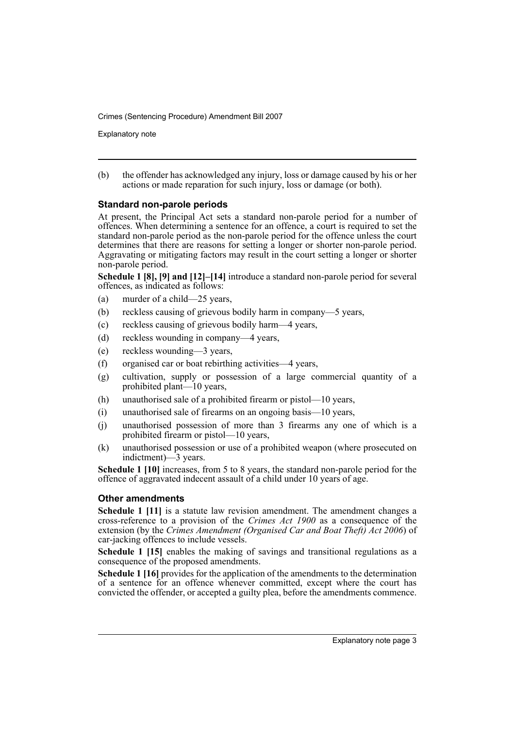(b) the offender has acknowledged any injury, loss or damage caused by his or her actions or made reparation for such injury, loss or damage (or both).

### Standard non-parole periods

At present, the Principal Act sets a standard non-parole period for a number of offences. When determining a sentence for an offence, a court is required to set the standard non-parole period as the non-parole period for the offence unless the court determines that there are reasons for setting a longer or shorter non-parole period. Aggravating or mitigating factors may result in the court setting a longer or shorter non-parole period.

**Schedule 1 [8], [9] and [12]–[14]** introduce a standard non-parole period for several offences, as indicated as follows:

(a) murder of a child—25 years,

(b) reckless causing of grievous bodily harm in company—5 years,

(c) reckless causing of grievous bodily harm—4 years,

(d) reckless wounding in company—4 years,

(e) reckless wounding—3 years,

(f) organised car or boat rebirthing activities—4 years,

(g) cultivation, supply or possession of a large commercial quantity of a prohibited plant—10 years,

(h) unauthorised sale of a prohibited firearm or pistol—10 years,

(i) unauthorised sale of firearms on an ongoing basis—10 years,

(j) unauthorised possession of more than 3 firearms any one of which is a prohibited firearm or pistol—10 years,

(k) unauthorised possession or use of a prohibited weapon (where prosecuted on indictment)—3 years.

**Schedule 1 [10]** increases, from 5 to 8 years, the standard non-parole period for the offence of aggravated indecent assault of a child under 10 years of age.

### Other amendments

**Schedule 1 [11]** is a statute law revision amendment. The amendment changes a cross-reference to a provision of the *Crimes Act 1900* as a consequence of the extension (by the *Crimes Amendment (Organised Car and Boat Theft) Act 2006*) of car-jacking offences to include vessels.

**Schedule 1 [15]** enables the making of savings and transitional regulations as a consequence of the proposed amendments.

**Schedule 1 [16]** provides for the application of the amendments to the determination of a sentence for an offence whenever committed, except where the court has convicted the offender, or accepted a guilty plea, before the amendments commence.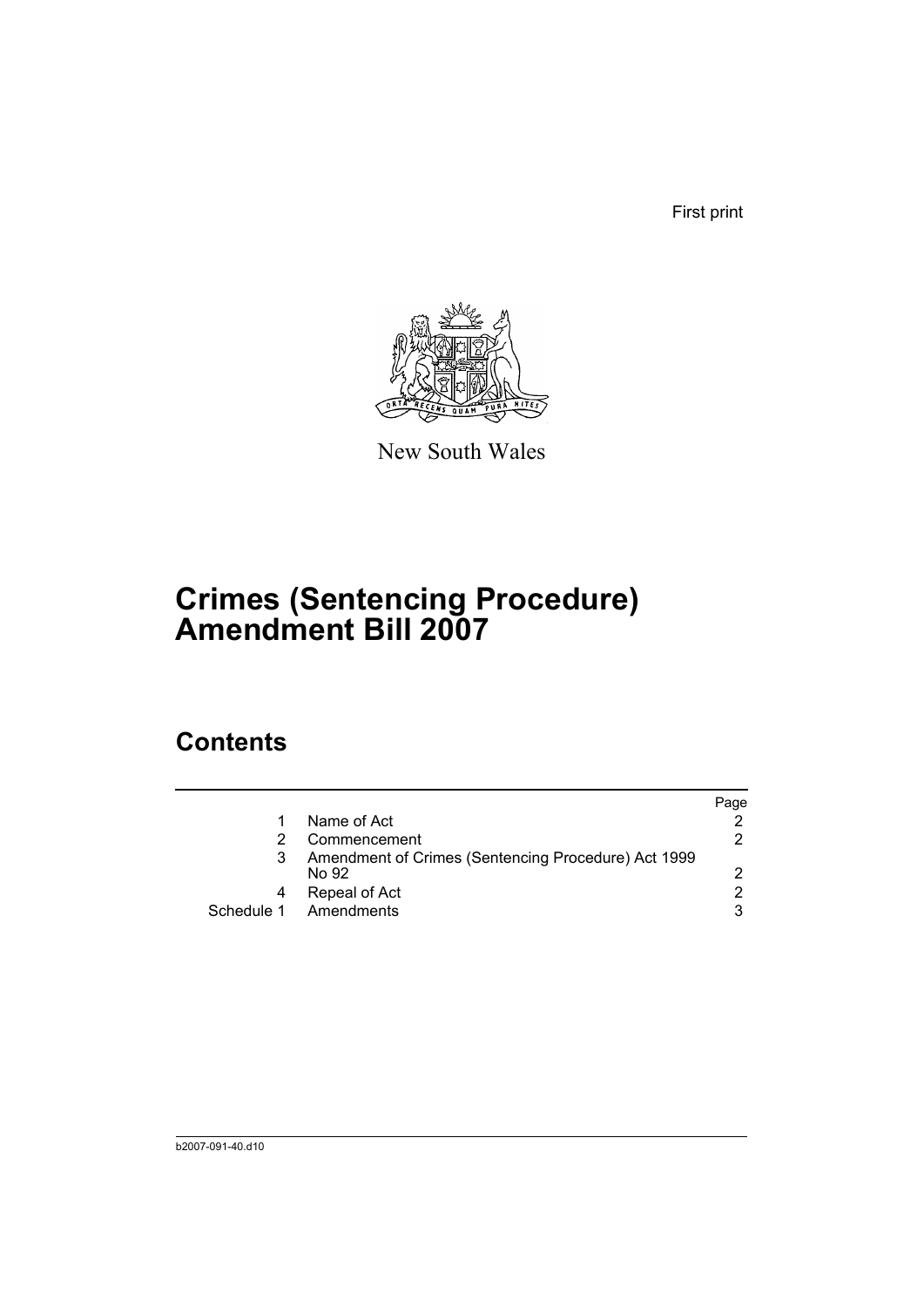First print

New South Wales

# Crimes (Sentencing Procedure) Amendment Bill 2007

## Contents

| | | Page |
|---|---|---|
| 1 | Name of Act | 2 |
| 2 | Commencement | 2 |
| 3 | Amendment of Crimes (Sentencing Procedure) Act 1999 No 92 | 2 |
| 4 | Repeal of Act | 2 |
| Schedule 1 | Amendments | 3 |

b2007-091-40.d10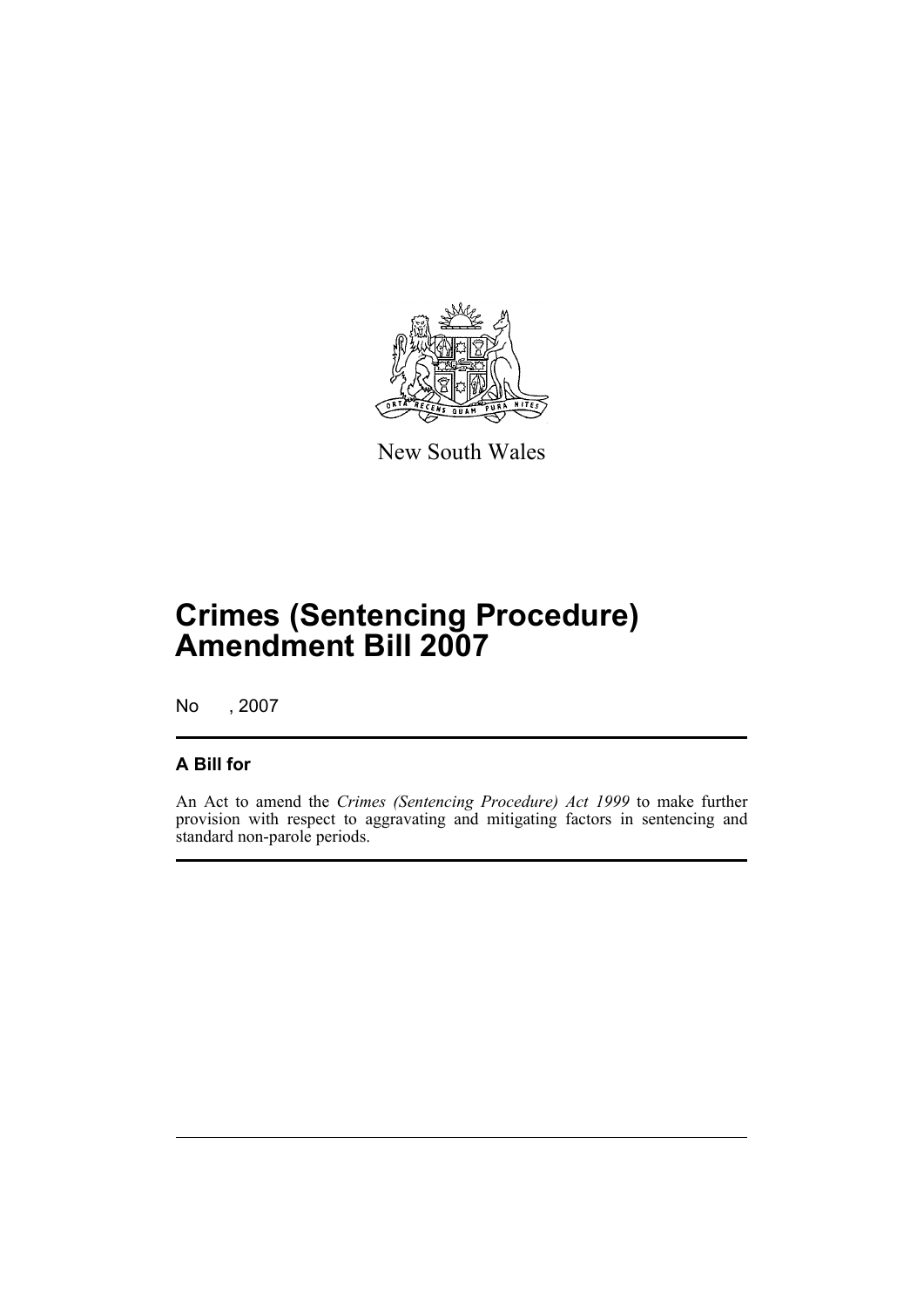New South Wales

# Crimes (Sentencing Procedure) Amendment Bill 2007

No , 2007

## A Bill for

An Act to amend the *Crimes (Sentencing Procedure) Act 1999* to make further provision with respect to aggravating and mitigating factors in sentencing and standard non-parole periods.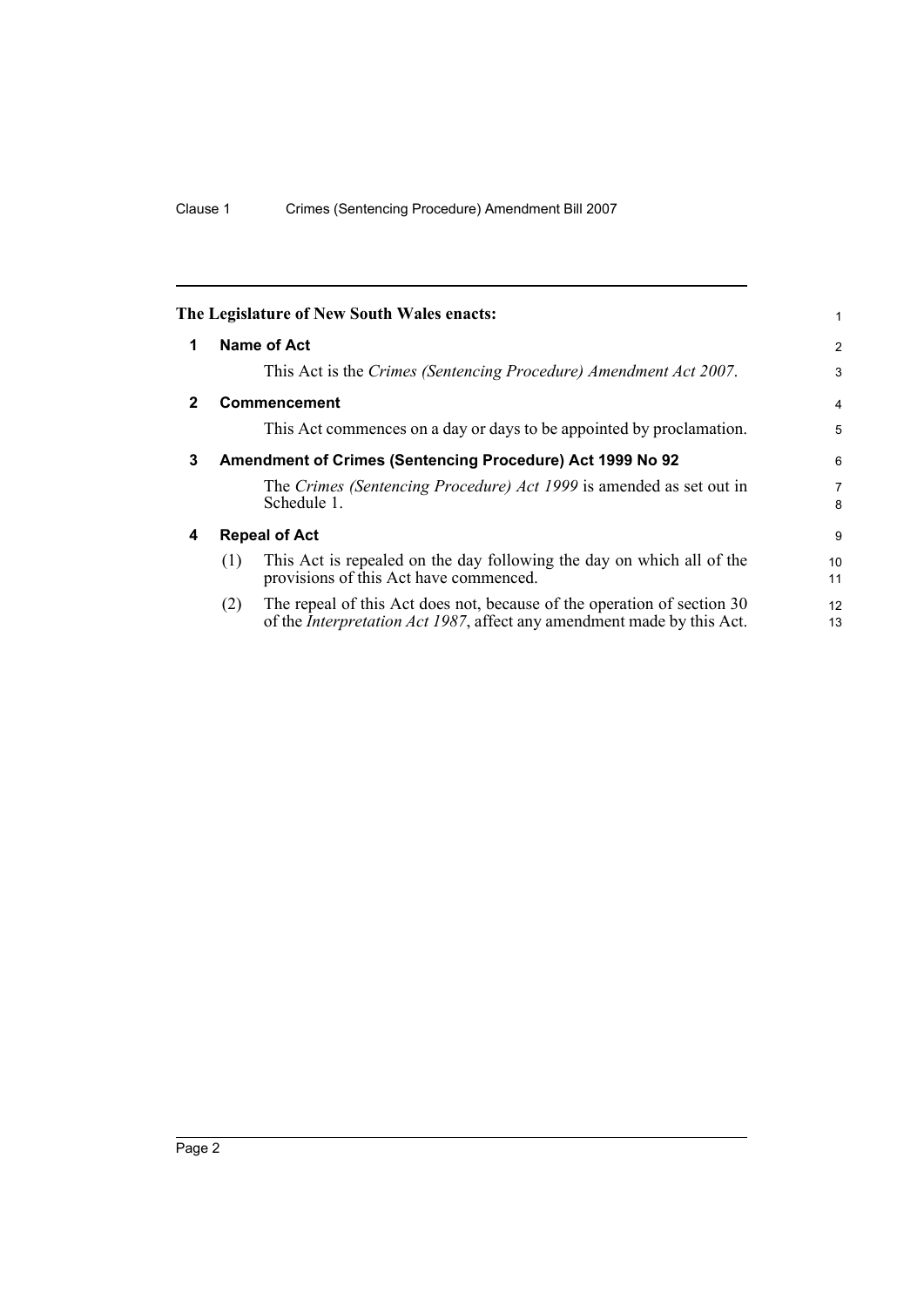The Legislature of New South Wales enacts:

## 1 Name of Act

This Act is the *Crimes (Sentencing Procedure) Amendment Act 2007*.

## 2 Commencement

This Act commences on a day or days to be appointed by proclamation.

## 3 Amendment of Crimes (Sentencing Procedure) Act 1999 No 92

The *Crimes (Sentencing Procedure) Act 1999* is amended as set out in Schedule 1.

## 4 Repeal of Act

(1) This Act is repealed on the day following the day on which all of the provisions of this Act have commenced.

(2) The repeal of this Act does not, because of the operation of section 30 of the *Interpretation Act 1987*, affect any amendment made by this Act.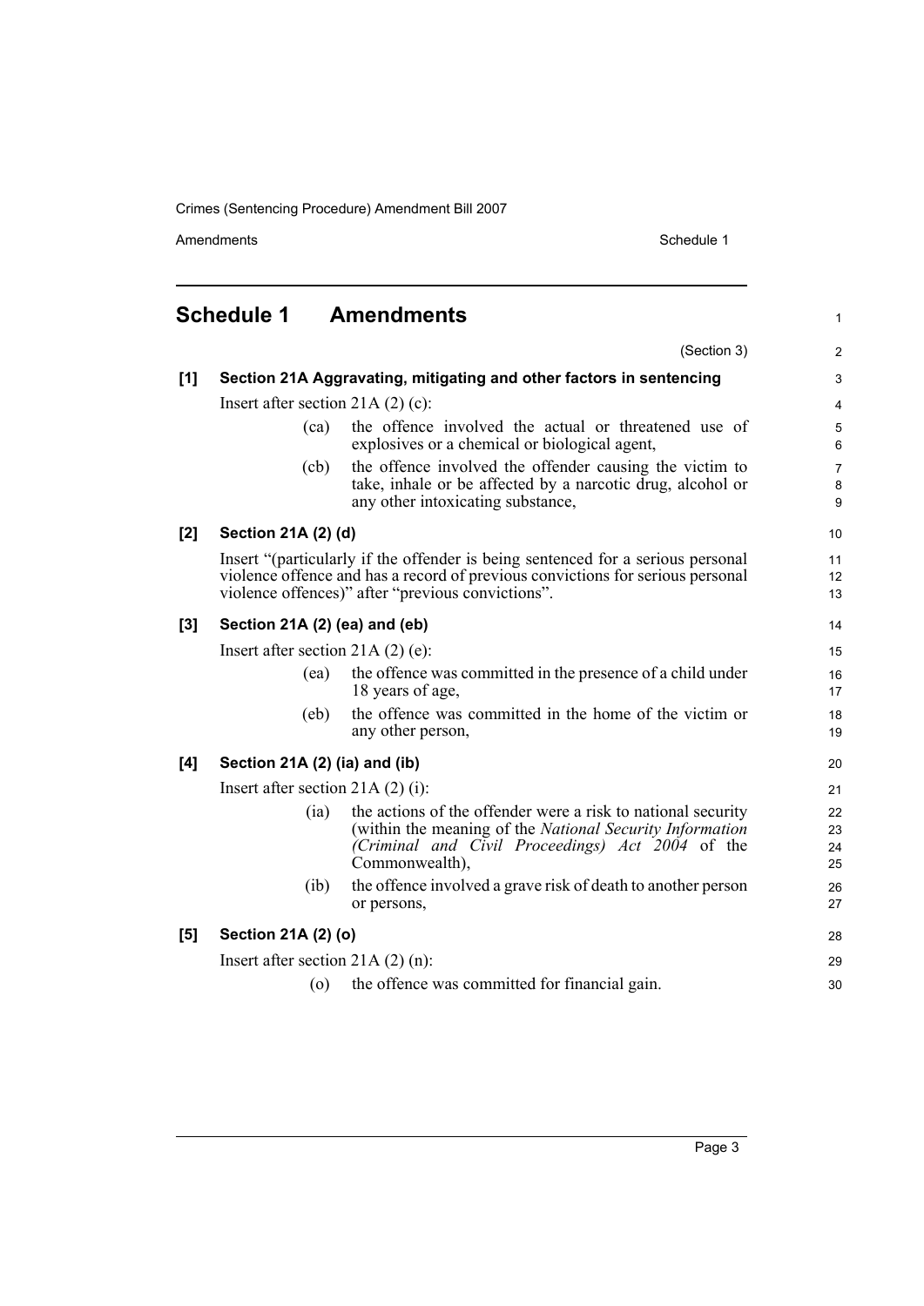## Schedule 1 Amendments

(Section 3)

**[1] Section 21A Aggravating, mitigating and other factors in sentencing**

Insert after section 21A (2) (c):

(ca) the offence involved the actual or threatened use of explosives or a chemical or biological agent,

(cb) the offence involved the offender causing the victim to take, inhale or be affected by a narcotic drug, alcohol or any other intoxicating substance,

**[2] Section 21A (2) (d)**

Insert "(particularly if the offender is being sentenced for a serious personal violence offence and has a record of previous convictions for serious personal violence offences)" after "previous convictions".

**[3] Section 21A (2) (ea) and (eb)**

Insert after section 21A (2) (e):

(ea) the offence was committed in the presence of a child under 18 years of age,

(eb) the offence was committed in the home of the victim or any other person,

**[4] Section 21A (2) (ia) and (ib)**

Insert after section 21A (2) (i):

(ia) the actions of the offender were a risk to national security (within the meaning of the *National Security Information (Criminal and Civil Proceedings) Act 2004* of the Commonwealth),

(ib) the offence involved a grave risk of death to another person or persons,

**[5] Section 21A (2) (o)**

Insert after section 21A (2) (n):

(o) the offence was committed for financial gain.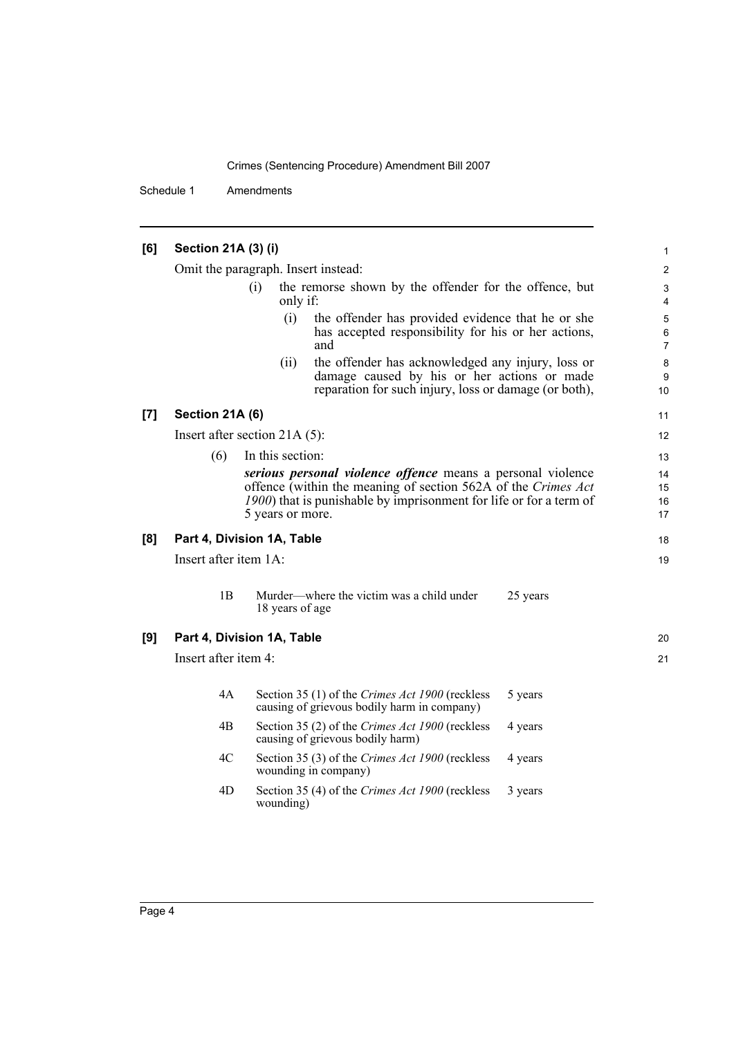**[6] Section 21A (3) (i)**

Omit the paragraph. Insert instead:

(i) the remorse shown by the offender for the offence, but only if:

(i) the offender has provided evidence that he or she has accepted responsibility for his or her actions, and

(ii) the offender has acknowledged any injury, loss or damage caused by his or her actions or made reparation for such injury, loss or damage (or both),

**[7] Section 21A (6)**

Insert after section 21A (5):

(6) In this section:

***serious personal violence offence*** means a personal violence offence (within the meaning of section 562A of the *Crimes Act 1900*) that is punishable by imprisonment for life or for a term of 5 years or more.

**[8] Part 4, Division 1A, Table**

Insert after item 1A:

| | | |
|---|---|---|
| 1B | Murder—where the victim was a child under 18 years of age | 25 years |

**[9] Part 4, Division 1A, Table**

Insert after item 4:

| | | |
|---|---|---|
| 4A | Section 35 (1) of the *Crimes Act 1900* (reckless causing of grievous bodily harm in company) | 5 years |
| 4B | Section 35 (2) of the *Crimes Act 1900* (reckless causing of grievous bodily harm) | 4 years |
| 4C | Section 35 (3) of the *Crimes Act 1900* (reckless wounding in company) | 4 years |
| 4D | Section 35 (4) of the *Crimes Act 1900* (reckless wounding) | 3 years |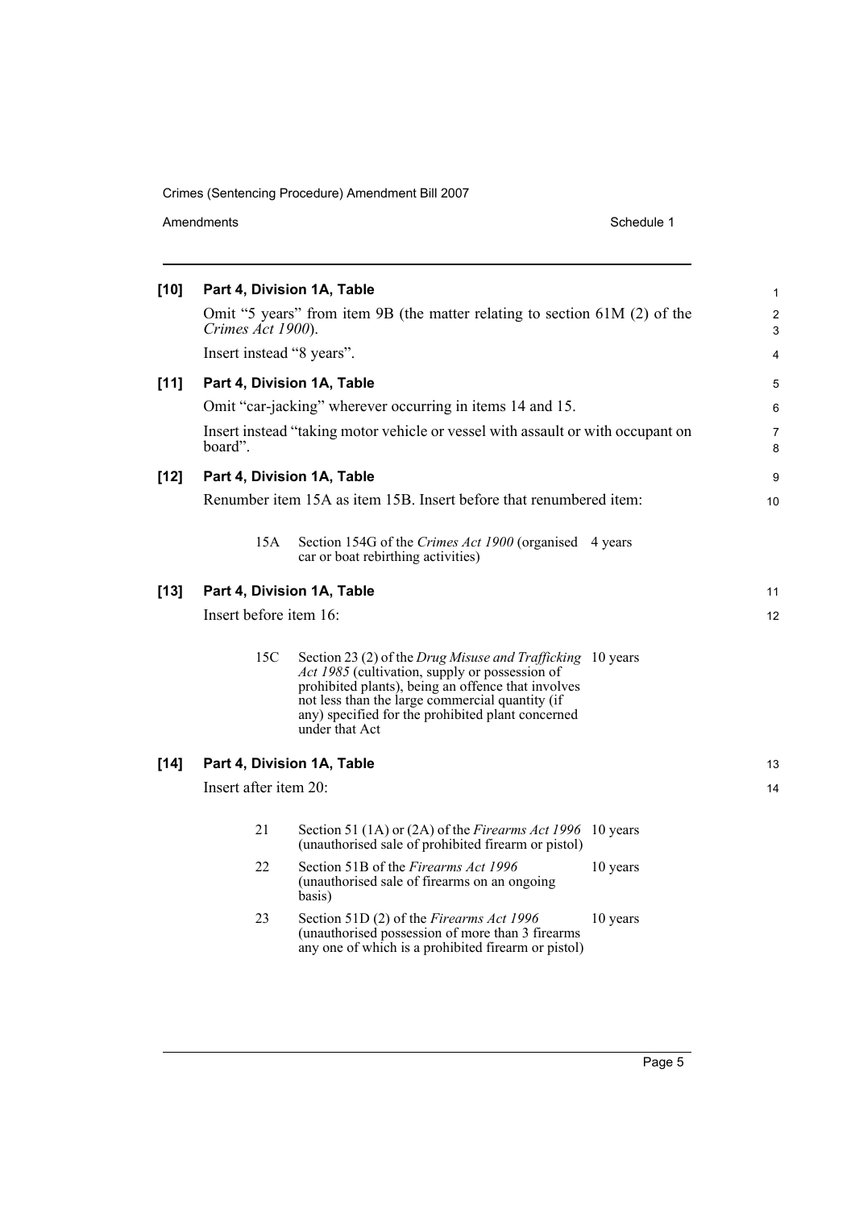**[10] Part 4, Division 1A, Table**

Omit "5 years" from item 9B (the matter relating to section 61M (2) of the *Crimes Act 1900*).

Insert instead "8 years".

**[11] Part 4, Division 1A, Table**

Omit "car-jacking" wherever occurring in items 14 and 15.

Insert instead "taking motor vehicle or vessel with assault or with occupant on board".

**[12] Part 4, Division 1A, Table**

Renumber item 15A as item 15B. Insert before that renumbered item:

| | | |
|---|---|---|
| 15A | Section 154G of the *Crimes Act 1900* (organised car or boat rebirthing activities) | 4 years |

**[13] Part 4, Division 1A, Table**

Insert before item 16:

| | | |
|---|---|---|
| 15C | Section 23 (2) of the *Drug Misuse and Trafficking Act 1985* (cultivation, supply or possession of prohibited plants), being an offence that involves not less than the large commercial quantity (if any) specified for the prohibited plant concerned under that Act | 10 years |

**[14] Part 4, Division 1A, Table**

Insert after item 20:

| | | |
|---|---|---|
| 21 | Section 51 (1A) or (2A) of the *Firearms Act 1996* (unauthorised sale of prohibited firearm or pistol) | 10 years |
| 22 | Section 51B of the *Firearms Act 1996* (unauthorised sale of firearms on an ongoing basis) | 10 years |
| 23 | Section 51D (2) of the *Firearms Act 1996* (unauthorised possession of more than 3 firearms any one of which is a prohibited firearm or pistol) | 10 years |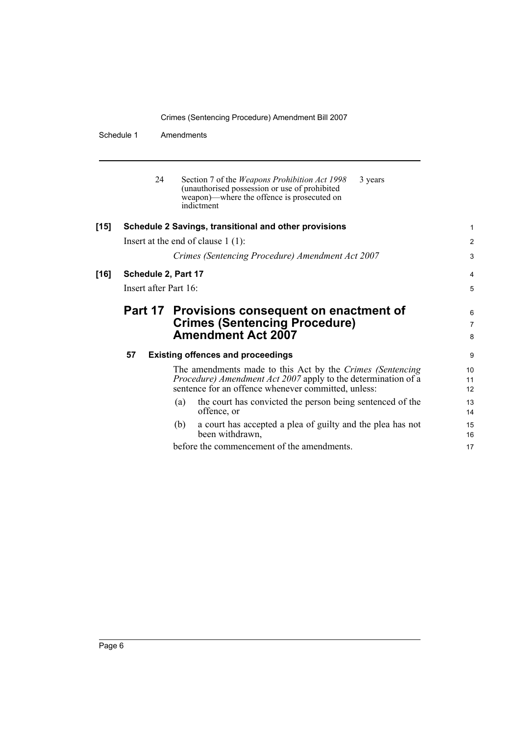| | | |
|---|---|---|
| 24 | Section 7 of the *Weapons Prohibition Act 1998* (unauthorised possession or use of prohibited weapon)—where the offence is prosecuted on indictment | 3 years |

**[15] Schedule 2 Savings, transitional and other provisions**

Insert at the end of clause 1 (1):

*Crimes (Sentencing Procedure) Amendment Act 2007*

**[16] Schedule 2, Part 17**

Insert after Part 16:

## Part 17 Provisions consequent on enactment of Crimes (Sentencing Procedure) Amendment Act 2007

### 57 Existing offences and proceedings

The amendments made to this Act by the *Crimes (Sentencing Procedure) Amendment Act 2007* apply to the determination of a sentence for an offence whenever committed, unless:

(a) the court has convicted the person being sentenced of the offence, or

(b) a court has accepted a plea of guilty and the plea has not been withdrawn,

before the commencement of the amendments.